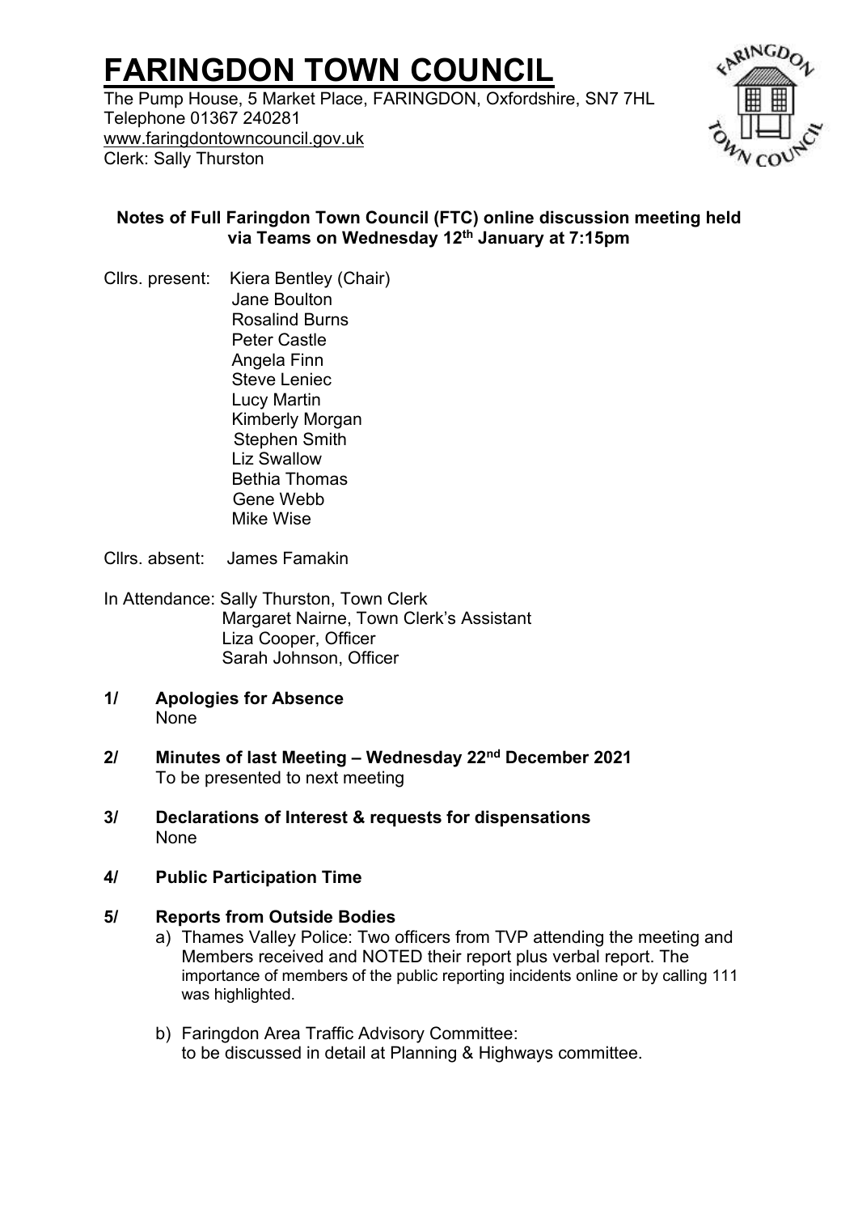# FARINGDON TOWN COUNCIL

The Pump House, 5 Market Place, FARINGDON, Oxfordshire, SN7 7HL
Telephone 01367 240281
www.faringdontowncouncil.gov.uk
Clerk: Sally Thurston

**Notes of Full Faringdon Town Council (FTC) online discussion meeting held via Teams on Wednesday 12th January at 7:15pm**

Cllrs. present: Kiera Bentley (Chair)
Jane Boulton
Rosalind Burns
Peter Castle
Angela Finn
Steve Leniec
Lucy Martin
Kimberly Morgan
Stephen Smith
Liz Swallow
Bethia Thomas
Gene Webb
Mike Wise

Cllrs. absent: James Famakin

In Attendance: Sally Thurston, Town Clerk
Margaret Nairne, Town Clerk's Assistant
Liza Cooper, Officer
Sarah Johnson, Officer

**1/ Apologies for Absence**
None

**2/ Minutes of last Meeting – Wednesday 22nd December 2021**
To be presented to next meeting

**3/ Declarations of Interest & requests for dispensations**
None

**4/ Public Participation Time**

**5/ Reports from Outside Bodies**

a) Thames Valley Police: Two officers from TVP attending the meeting and Members received and NOTED their report plus verbal report. The importance of members of the public reporting incidents online or by calling 111 was highlighted.

b) Faringdon Area Traffic Advisory Committee:
to be discussed in detail at Planning & Highways committee.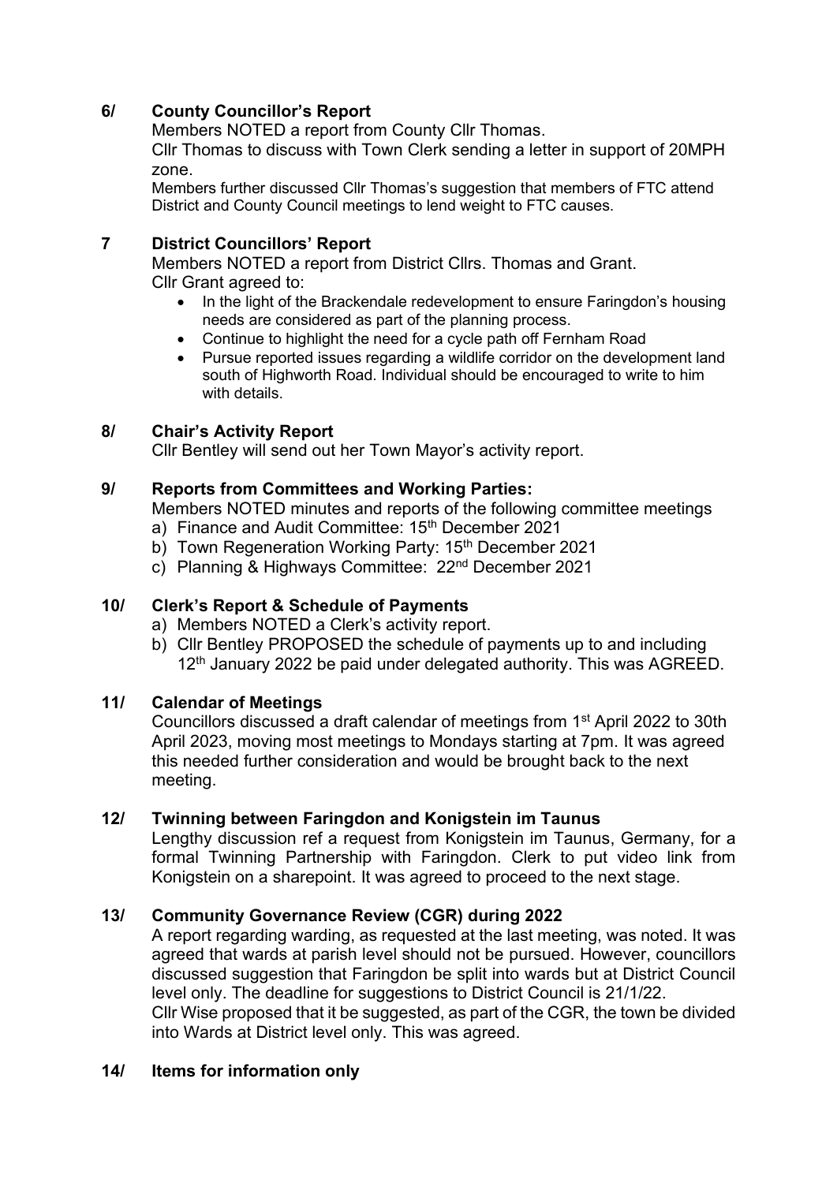## 6/ County Councillor's Report

Members NOTED a report from County Cllr Thomas.

Cllr Thomas to discuss with Town Clerk sending a letter in support of 20MPH zone.

Members further discussed Cllr Thomas's suggestion that members of FTC attend District and County Council meetings to lend weight to FTC causes.

## 7 District Councillors' Report

Members NOTED a report from District Cllrs. Thomas and Grant.

Cllr Grant agreed to:

- In the light of the Brackendale redevelopment to ensure Faringdon's housing needs are considered as part of the planning process.
- Continue to highlight the need for a cycle path off Fernham Road
- Pursue reported issues regarding a wildlife corridor on the development land south of Highworth Road. Individual should be encouraged to write to him with details.

## 8/ Chair's Activity Report

Cllr Bentley will send out her Town Mayor's activity report.

## 9/ Reports from Committees and Working Parties:

Members NOTED minutes and reports of the following committee meetings

a) Finance and Audit Committee: 15th December 2021
b) Town Regeneration Working Party: 15th December 2021
c) Planning & Highways Committee: 22nd December 2021

## 10/ Clerk's Report & Schedule of Payments

a) Members NOTED a Clerk's activity report.
b) Cllr Bentley PROPOSED the schedule of payments up to and including 12th January 2022 be paid under delegated authority. This was AGREED.

## 11/ Calendar of Meetings

Councillors discussed a draft calendar of meetings from 1st April 2022 to 30th April 2023, moving most meetings to Mondays starting at 7pm. It was agreed this needed further consideration and would be brought back to the next meeting.

## 12/ Twinning between Faringdon and Konigstein im Taunus

Lengthy discussion ref a request from Konigstein im Taunus, Germany, for a formal Twinning Partnership with Faringdon. Clerk to put video link from Konigstein on a sharepoint. It was agreed to proceed to the next stage.

## 13/ Community Governance Review (CGR) during 2022

A report regarding warding, as requested at the last meeting, was noted. It was agreed that wards at parish level should not be pursued. However, councillors discussed suggestion that Faringdon be split into wards but at District Council level only. The deadline for suggestions to District Council is 21/1/22.

Cllr Wise proposed that it be suggested, as part of the CGR, the town be divided into Wards at District level only. This was agreed.

## 14/ Items for information only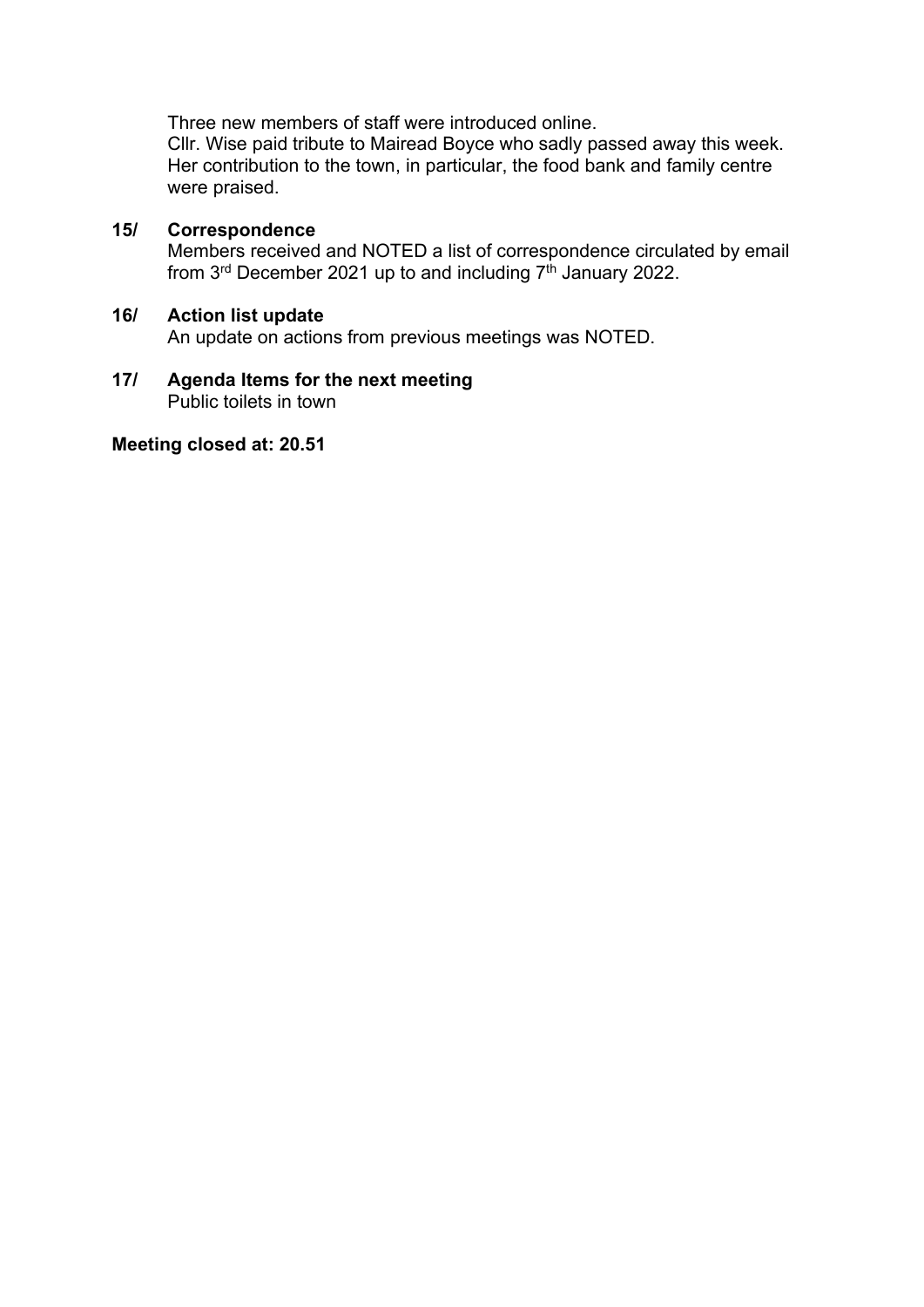Three new members of staff were introduced online.
Cllr. Wise paid tribute to Mairead Boyce who sadly passed away this week. Her contribution to the town, in particular, the food bank and family centre were praised.

**15/ Correspondence**
Members received and NOTED a list of correspondence circulated by email from 3rd December 2021 up to and including 7th January 2022.

**16/ Action list update**
An update on actions from previous meetings was NOTED.

**17/ Agenda Items for the next meeting**
Public toilets in town

**Meeting closed at: 20.51**